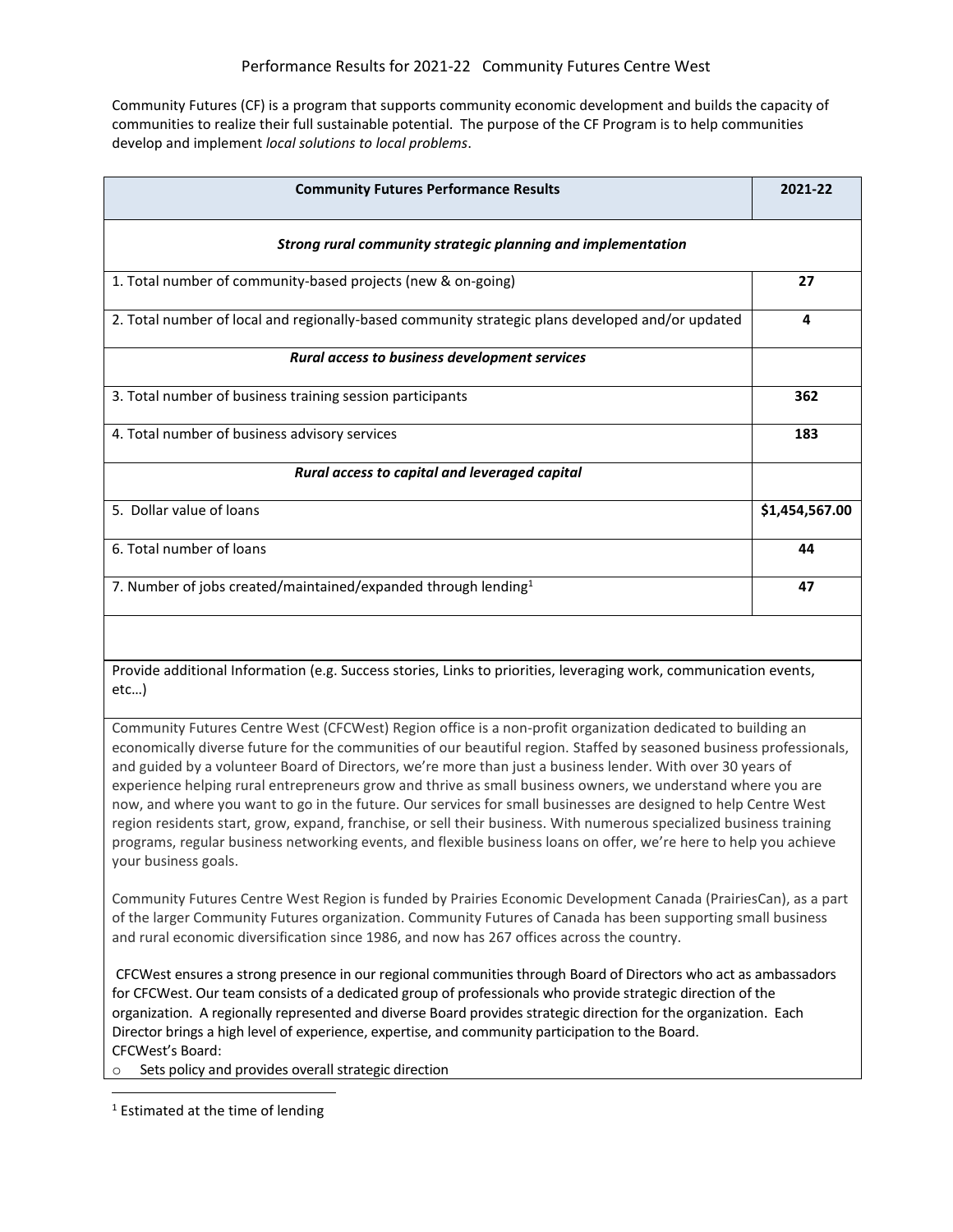# Performance Results for 2021-22 Community Futures Centre West

Community Futures (CF) is a program that supports community economic development and builds the capacity of communities to realize their full sustainable potential. The purpose of the CF Program is to help communities develop and implement *local solutions to local problems*.

| Community Futures Performance Results | 2021-22 |
|---|---|
| ***Strong rural community strategic planning and implementation*** | |
| 1. Total number of community-based projects (new & on-going) | **27** |
| 2. Total number of local and regionally-based community strategic plans developed and/or updated | **4** |
| ***Rural access to business development services*** | |
| 3. Total number of business training session participants | **362** |
| 4. Total number of business advisory services | **183** |
| ***Rural access to capital and leveraged capital*** | |
| 5. Dollar value of loans | **$1,454,567.00** |
| 6. Total number of loans | **44** |
| 7. Number of jobs created/maintained/expanded through lending[1] | **47** |

Provide additional Information (e.g. Success stories, Links to priorities, leveraging work, communication events, etc…)

Community Futures Centre West (CFCWest) Region office is a non-profit organization dedicated to building an economically diverse future for the communities of our beautiful region. Staffed by seasoned business professionals, and guided by a volunteer Board of Directors, we're more than just a business lender. With over 30 years of experience helping rural entrepreneurs grow and thrive as small business owners, we understand where you are now, and where you want to go in the future. Our services for small businesses are designed to help Centre West region residents start, grow, expand, franchise, or sell their business. With numerous specialized business training programs, regular business networking events, and flexible business loans on offer, we're here to help you achieve your business goals.

Community Futures Centre West Region is funded by Prairies Economic Development Canada (PrairiesCan), as a part of the larger Community Futures organization. Community Futures of Canada has been supporting small business and rural economic diversification since 1986, and now has 267 offices across the country.

CFCWest ensures a strong presence in our regional communities through Board of Directors who act as ambassadors for CFCWest. Our team consists of a dedicated group of professionals who provide strategic direction of the organization. A regionally represented and diverse Board provides strategic direction for the organization. Each Director brings a high level of experience, expertise, and community participation to the Board.

CFCWest's Board:

- Sets policy and provides overall strategic direction

[1] Estimated at the time of lending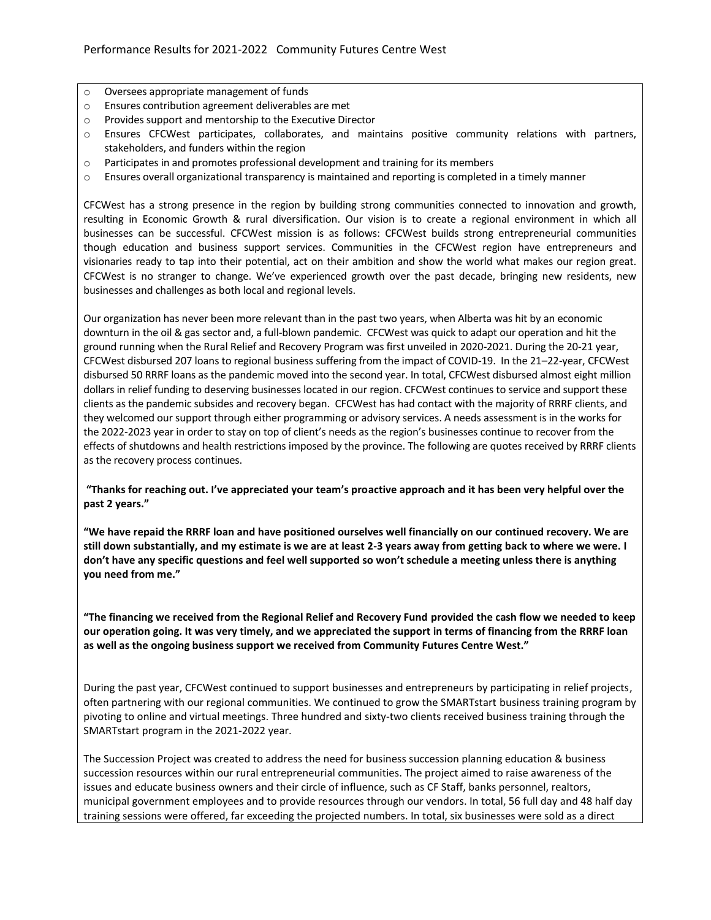- Oversees appropriate management of funds
- Ensures contribution agreement deliverables are met
- Provides support and mentorship to the Executive Director
- Ensures CFCWest participates, collaborates, and maintains positive community relations with partners, stakeholders, and funders within the region
- Participates in and promotes professional development and training for its members
- Ensures overall organizational transparency is maintained and reporting is completed in a timely manner

CFCWest has a strong presence in the region by building strong communities connected to innovation and growth, resulting in Economic Growth & rural diversification. Our vision is to create a regional environment in which all businesses can be successful. CFCWest mission is as follows: CFCWest builds strong entrepreneurial communities though education and business support services. Communities in the CFCWest region have entrepreneurs and visionaries ready to tap into their potential, act on their ambition and show the world what makes our region great. CFCWest is no stranger to change. We've experienced growth over the past decade, bringing new residents, new businesses and challenges as both local and regional levels.

Our organization has never been more relevant than in the past two years, when Alberta was hit by an economic downturn in the oil & gas sector and, a full-blown pandemic. CFCWest was quick to adapt our operation and hit the ground running when the Rural Relief and Recovery Program was first unveiled in 2020-2021. During the 20-21 year, CFCWest disbursed 207 loans to regional business suffering from the impact of COVID-19. In the 21–22-year, CFCWest disbursed 50 RRRF loans as the pandemic moved into the second year. In total, CFCWest disbursed almost eight million dollars in relief funding to deserving businesses located in our region. CFCWest continues to service and support these clients as the pandemic subsides and recovery began. CFCWest has had contact with the majority of RRRF clients, and they welcomed our support through either programming or advisory services. A needs assessment is in the works for the 2022-2023 year in order to stay on top of client's needs as the region's businesses continue to recover from the effects of shutdowns and health restrictions imposed by the province. The following are quotes received by RRRF clients as the recovery process continues.

**"Thanks for reaching out. I've appreciated your team's proactive approach and it has been very helpful over the past 2 years."**

**"We have repaid the RRRF loan and have positioned ourselves well financially on our continued recovery. We are still down substantially, and my estimate is we are at least 2-3 years away from getting back to where we were. I don't have any specific questions and feel well supported so won't schedule a meeting unless there is anything you need from me."**

**"The financing we received from the Regional Relief and Recovery Fund provided the cash flow we needed to keep our operation going. It was very timely, and we appreciated the support in terms of financing from the RRRF loan as well as the ongoing business support we received from Community Futures Centre West."**

During the past year, CFCWest continued to support businesses and entrepreneurs by participating in relief projects, often partnering with our regional communities. We continued to grow the SMARTstart business training program by pivoting to online and virtual meetings. Three hundred and sixty-two clients received business training through the SMARTstart program in the 2021-2022 year.

The Succession Project was created to address the need for business succession planning education & business succession resources within our rural entrepreneurial communities. The project aimed to raise awareness of the issues and educate business owners and their circle of influence, such as CF Staff, banks personnel, realtors, municipal government employees and to provide resources through our vendors. In total, 56 full day and 48 half day training sessions were offered, far exceeding the projected numbers. In total, six businesses were sold as a direct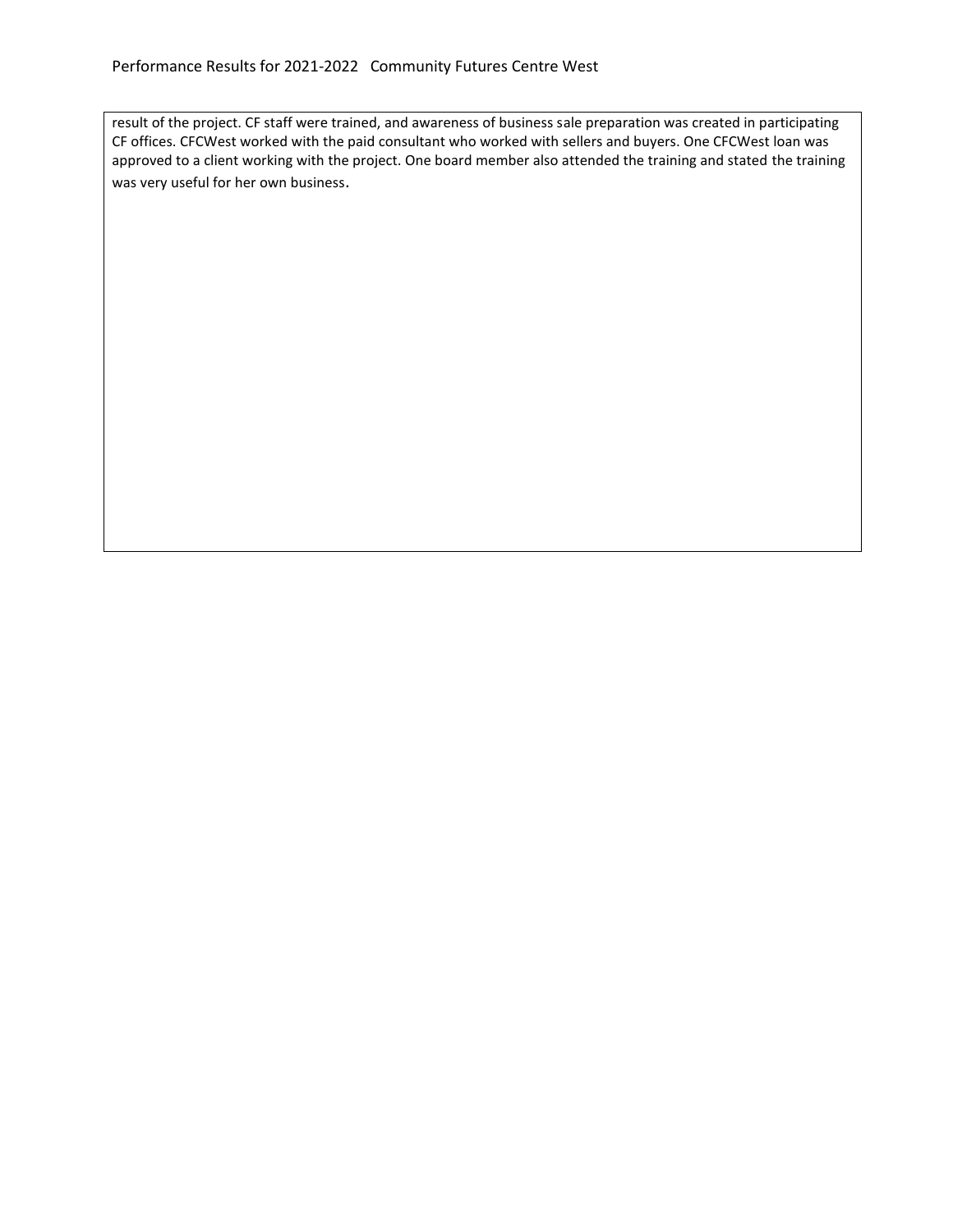result of the project. CF staff were trained, and awareness of business sale preparation was created in participating CF offices. CFCWest worked with the paid consultant who worked with sellers and buyers. One CFCWest loan was approved to a client working with the project. One board member also attended the training and stated the training was very useful for her own business.